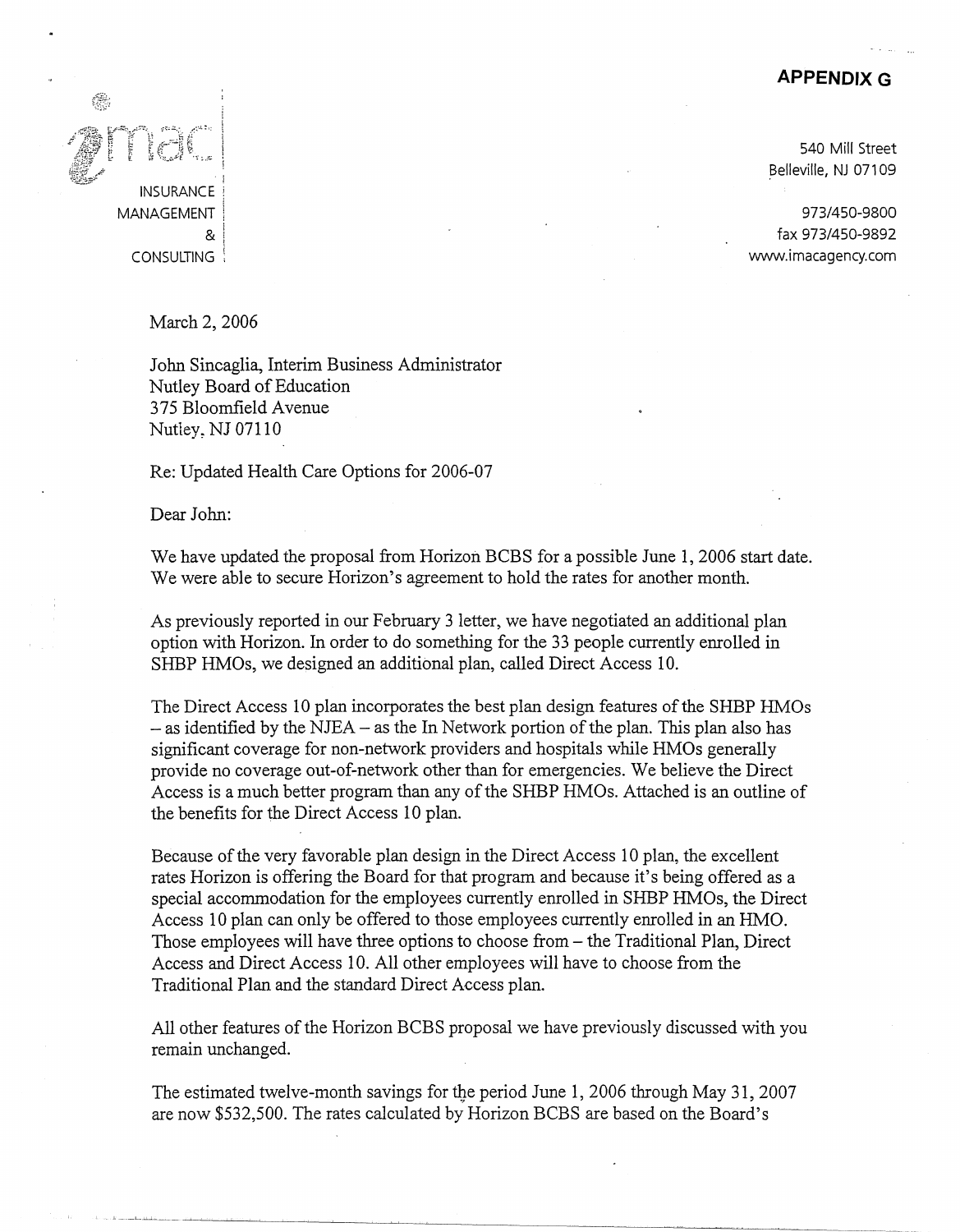## APPENDIX G

imac
INSURANCE
MANAGEMENT
&
CONSULTING

540 Mill Street
Belleville, NJ 07109

973/450-9800
fax 973/450-9892
www.imacagency.com

March 2, 2006

John Sincaglia, Interim Business Administrator
Nutley Board of Education
375 Bloomfield Avenue
Nutley, NJ 07110

Re: Updated Health Care Options for 2006-07

Dear John:

We have updated the proposal from Horizon BCBS for a possible June 1, 2006 start date. We were able to secure Horizon's agreement to hold the rates for another month.

As previously reported in our February 3 letter, we have negotiated an additional plan option with Horizon. In order to do something for the 33 people currently enrolled in SHBP HMOs, we designed an additional plan, called Direct Access 10.

The Direct Access 10 plan incorporates the best plan design features of the SHBP HMOs – as identified by the NJEA – as the In Network portion of the plan. This plan also has significant coverage for non-network providers and hospitals while HMOs generally provide no coverage out-of-network other than for emergencies. We believe the Direct Access is a much better program than any of the SHBP HMOs. Attached is an outline of the benefits for the Direct Access 10 plan.

Because of the very favorable plan design in the Direct Access 10 plan, the excellent rates Horizon is offering the Board for that program and because it's being offered as a special accommodation for the employees currently enrolled in SHBP HMOs, the Direct Access 10 plan can only be offered to those employees currently enrolled in an HMO. Those employees will have three options to choose from – the Traditional Plan, Direct Access and Direct Access 10. All other employees will have to choose from the Traditional Plan and the standard Direct Access plan.

All other features of the Horizon BCBS proposal we have previously discussed with you remain unchanged.

The estimated twelve-month savings for the period June 1, 2006 through May 31, 2007 are now $532,500. The rates calculated by Horizon BCBS are based on the Board's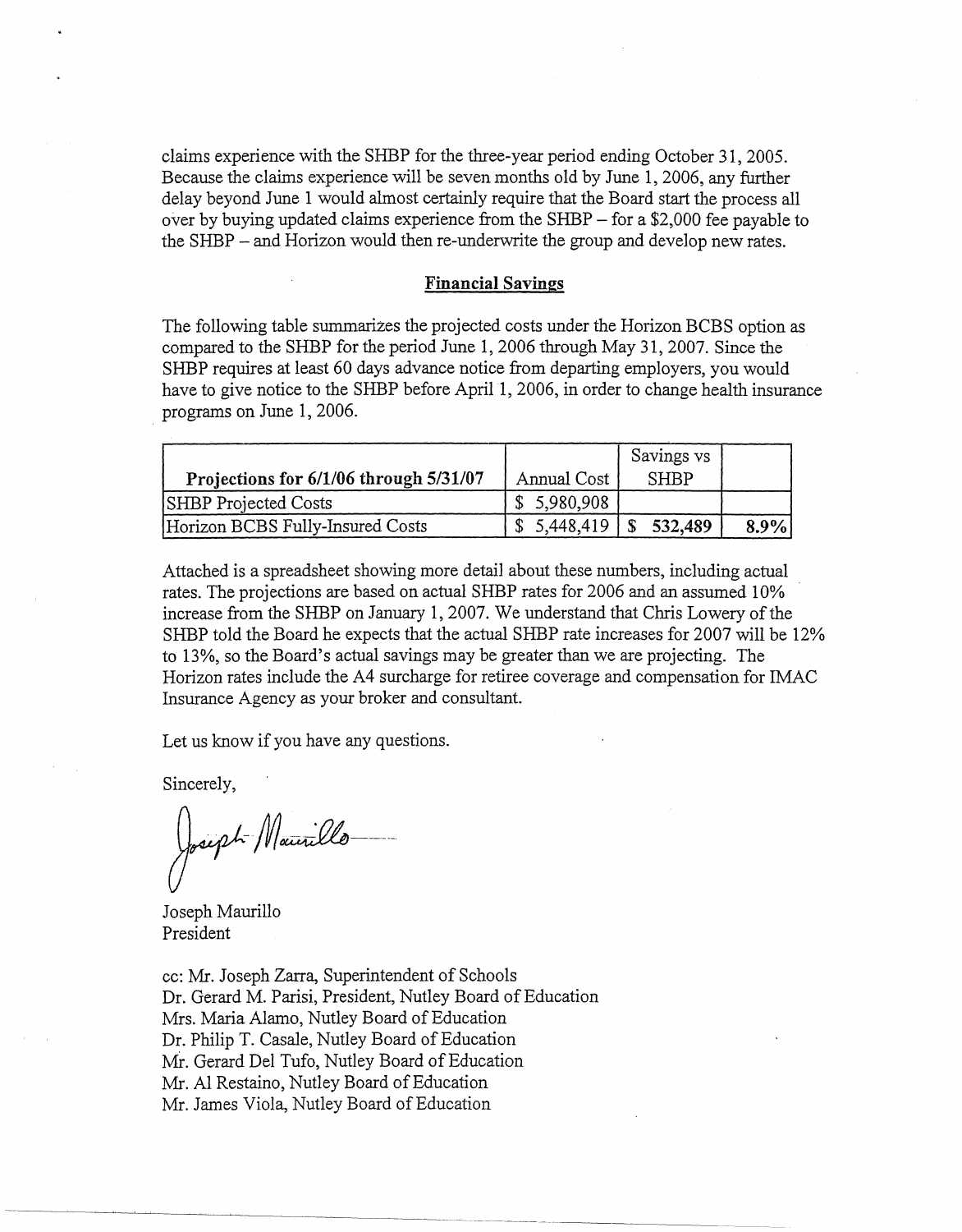claims experience with the SHBP for the three-year period ending October 31, 2005. Because the claims experience will be seven months old by June 1, 2006, any further delay beyond June 1 would almost certainly require that the Board start the process all over by buying updated claims experience from the SHBP – for a $2,000 fee payable to the SHBP – and Horizon would then re-underwrite the group and develop new rates.

## Financial Savings

The following table summarizes the projected costs under the Horizon BCBS option as compared to the SHBP for the period June 1, 2006 through May 31, 2007. Since the SHBP requires at least 60 days advance notice from departing employers, you would have to give notice to the SHBP before April 1, 2006, in order to change health insurance programs on June 1, 2006.

| **Projections for 6/1/06 through 5/31/07** | Annual Cost | Savings vs SHBP | |
|---|---|---|---|
| SHBP Projected Costs | $ 5,980,908 | | |
| Horizon BCBS Fully-Insured Costs | $ 5,448,419 | **$ 532,489** | **8.9%** |

Attached is a spreadsheet showing more detail about these numbers, including actual rates. The projections are based on actual SHBP rates for 2006 and an assumed 10% increase from the SHBP on January 1, 2007. We understand that Chris Lowery of the SHBP told the Board he expects that the actual SHBP rate increases for 2007 will be 12% to 13%, so the Board's actual savings may be greater than we are projecting. The Horizon rates include the A4 surcharge for retiree coverage and compensation for IMAC Insurance Agency as your broker and consultant.

Let us know if you have any questions.

Sincerely,

Joseph Maurillo

Joseph Maurillo
President

cc: Mr. Joseph Zarra, Superintendent of Schools
Dr. Gerard M. Parisi, President, Nutley Board of Education
Mrs. Maria Alamo, Nutley Board of Education
Dr. Philip T. Casale, Nutley Board of Education
Mr. Gerard Del Tufo, Nutley Board of Education
Mr. Al Restaino, Nutley Board of Education
Mr. James Viola, Nutley Board of Education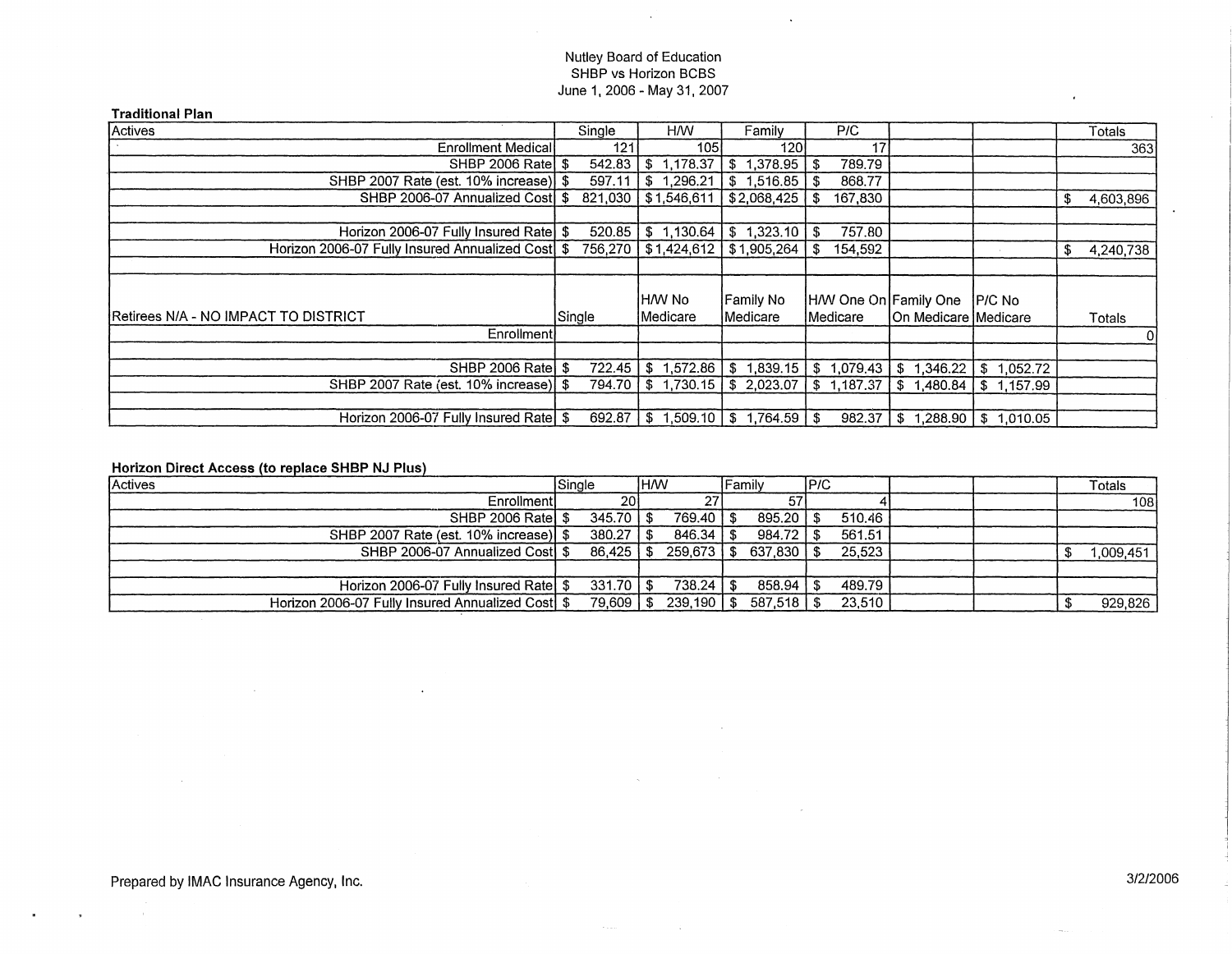Nutley Board of Education
SHBP vs Horizon BCBS
June 1, 2006 - May 31, 2007

**Traditional Plan**

| Actives | Single | H/W | Family | P/C | | | Totals |
|---|---|---|---|---|---|---|---|
| Enrollment Medical | 121 | 105 | 120 | 17 | | | 363 |
| SHBP 2006 Rate | $ 542.83 | $ 1,178.37 | $ 1,378.95 | $ 789.79 | | | |
| SHBP 2007 Rate (est. 10% increase) | $ 597.11 | $ 1,296.21 | $ 1,516.85 | $ 868.77 | | | |
| SHBP 2006-07 Annualized Cost | $ 821,030 | $ 1,546,611 | $ 2,068,425 | $ 167,830 | | | $ 4,603,896 |
| | | | | | | | |
| Horizon 2006-07 Fully Insured Rate | $ 520.85 | $ 1,130.64 | $ 1,323.10 | $ 757.80 | | | |
| Horizon 2006-07 Fully Insured Annualized Cost | $ 756,270 | $ 1,424,612 | $ 1,905,264 | $ 154,592 | | | $ 4,240,738 |
| | | | | | | | |
| Retirees N/A - NO IMPACT TO DISTRICT | Single | H/W No Medicare | Family No Medicare | H/W One On Medicare | Family One On Medicare | P/C No Medicare | Totals |
| Enrollment | | | | | | | 0 |
| | | | | | | | |
| SHBP 2006 Rate | $ 722.45 | $ 1,572.86 | $ 1,839.15 | $ 1,079.43 | $ 1,346.22 | $ 1,052.72 | |
| SHBP 2007 Rate (est. 10% increase) | $ 794.70 | $ 1,730.15 | $ 2,023.07 | $ 1,187.37 | $ 1,480.84 | $ 1,157.99 | |
| | | | | | | | |
| Horizon 2006-07 Fully Insured Rate | $ 692.87 | $ 1,509.10 | $ 1,764.59 | $ 982.37 | $ 1,288.90 | $ 1,010.05 | |

**Horizon Direct Access (to replace SHBP NJ Plus)**

| Actives | Single | H/W | Family | P/C | | | Totals |
|---|---|---|---|---|---|---|---|
| Enrollment | 20 | 27 | 57 | 4 | | | 108 |
| SHBP 2006 Rate | $ 345.70 | $ 769.40 | $ 895.20 | $ 510.46 | | | |
| SHBP 2007 Rate (est. 10% increase) | $ 380.27 | $ 846.34 | $ 984.72 | $ 561.51 | | | |
| SHBP 2006-07 Annualized Cost | $ 86,425 | $ 259,673 | $ 637,830 | $ 25,523 | | | $ 1,009,451 |
| | | | | | | | |
| Horizon 2006-07 Fully Insured Rate | $ 331.70 | $ 738.24 | $ 858.94 | $ 489.79 | | | |
| Horizon 2006-07 Fully Insured Annualized Cost | $ 79,609 | $ 239,190 | $ 587,518 | $ 23,510 | | | $ 929,826 |

Prepared by IMAC Insurance Agency, Inc.

3/2/2006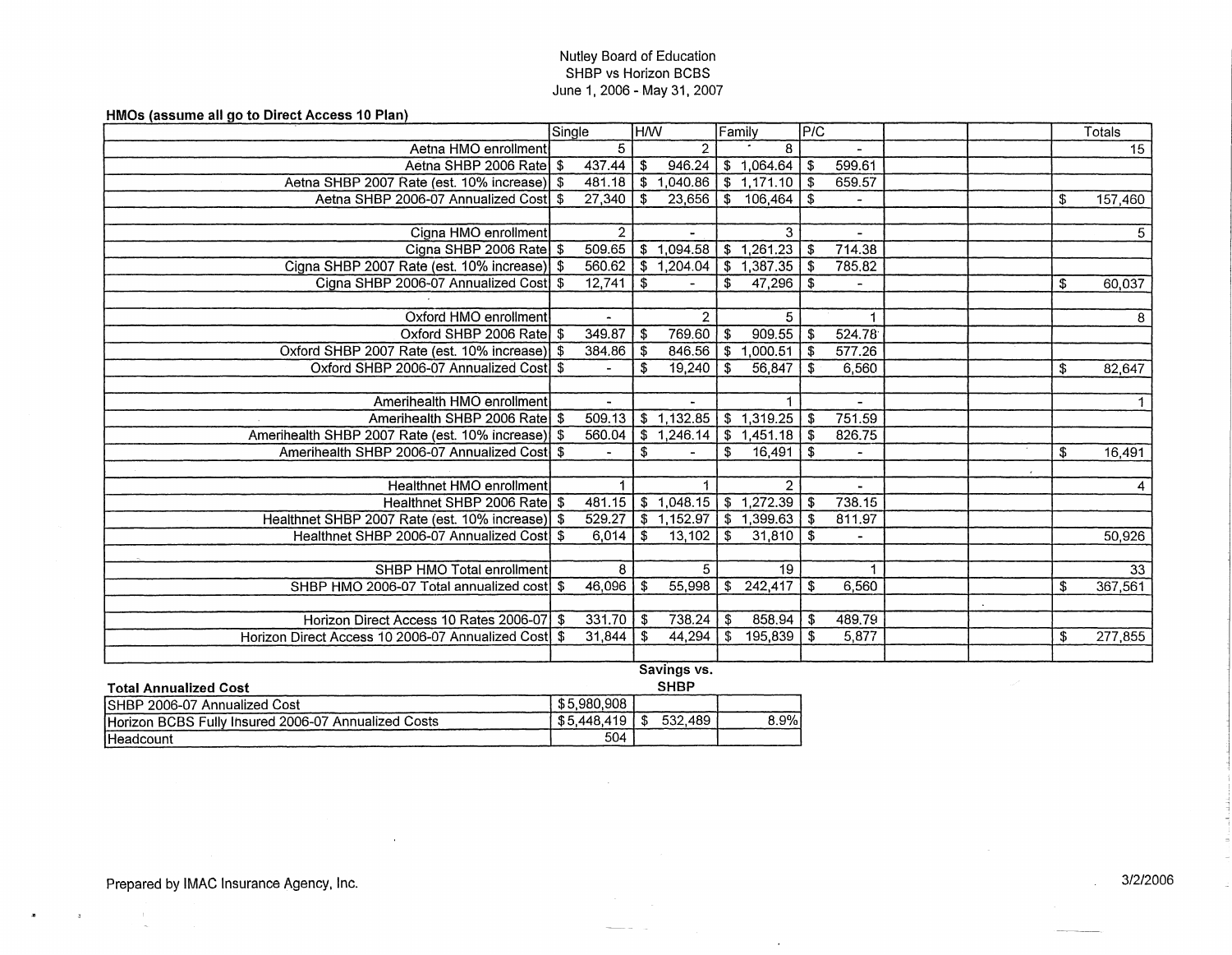Nutley Board of Education
SHBP vs Horizon BCBS
June 1, 2006 - May 31, 2007

**HMOs (assume all go to Direct Access 10 Plan)**

| | Single | H/W | Family | P/C | | | Totals |
|---|---|---|---|---|---|---|---|
| Aetna HMO enrollment | 5 | 2 | 8 | - | | | 15 |
| Aetna SHBP 2006 Rate | $ 437.44 | $ 946.24 | $ 1,064.64 | $ 599.61 | | | |
| Aetna SHBP 2007 Rate (est. 10% increase) | $ 481.18 | $ 1,040.86 | $ 1,171.10 | $ 659.57 | | | |
| Aetna SHBP 2006-07 Annualized Cost | $ 27,340 | $ 23,656 | $ 106,464 | $ - | | | $ 157,460 |
| | | | | | | | |
| Cigna HMO enrollment | 2 | - | 3 | - | | | 5 |
| Cigna SHBP 2006 Rate | $ 509.65 | $ 1,094.58 | $ 1,261.23 | $ 714.38 | | | |
| Cigna SHBP 2007 Rate (est. 10% increase) | $ 560.62 | $ 1,204.04 | $ 1,387.35 | $ 785.82 | | | |
| Cigna SHBP 2006-07 Annualized Cost | $ 12,741 | $ - | $ 47,296 | $ - | | | $ 60,037 |
| | | | | | | | |
| Oxford HMO enrollment | - | 2 | 5 | 1 | | | 8 |
| Oxford SHBP 2006 Rate | $ 349.87 | $ 769.60 | $ 909.55 | $ 524.78 | | | |
| Oxford SHBP 2007 Rate (est. 10% increase) | $ 384.86 | $ 846.56 | $ 1,000.51 | $ 577.26 | | | |
| Oxford SHBP 2006-07 Annualized Cost | $ - | $ 19,240 | $ 56,847 | $ 6,560 | | | $ 82,647 |
| | | | | | | | |
| Amerihealth HMO enrollment | - | - | 1 | - | | | 1 |
| Amerihealth SHBP 2006 Rate | $ 509.13 | $ 1,132.85 | $ 1,319.25 | $ 751.59 | | | |
| Amerihealth SHBP 2007 Rate (est. 10% increase) | $ 560.04 | $ 1,246.14 | $ 1,451.18 | $ 826.75 | | | |
| Amerihealth SHBP 2006-07 Annualized Cost | $ - | $ - | $ 16,491 | $ - | | | $ 16,491 |
| | | | | | | | |
| Healthnet HMO enrollment | 1 | 1 | 2 | - | | | 4 |
| Healthnet SHBP 2006 Rate | $ 481.15 | $ 1,048.15 | $ 1,272.39 | $ 738.15 | | | |
| Healthnet SHBP 2007 Rate (est. 10% increase) | $ 529.27 | $ 1,152.97 | $ 1,399.63 | $ 811.97 | | | |
| Healthnet SHBP 2006-07 Annualized Cost | $ 6,014 | $ 13,102 | $ 31,810 | $ - | | | 50,926 |
| | | | | | | | |
| SHBP HMO Total enrollment | 8 | 5 | 19 | 1 | | | 33 |
| SHBP HMO 2006-07 Total annualized cost | $ 46,096 | $ 55,998 | $ 242,417 | $ 6,560 | | | $ 367,561 |
| | | | | | | | |
| Horizon Direct Access 10 Rates 2006-07 | $ 331.70 | $ 738.24 | $ 858.94 | $ 489.79 | | | |
| Horizon Direct Access 10 2006-07 Annualized Cost | $ 31,844 | $ 44,294 | $ 195,839 | $ 5,877 | | | $ 277,855 |

| Total Annualized Cost | | Savings vs. SHBP | |
|---|---|---|---|
| SHBP 2006-07 Annualized Cost | $5,980,908 | | |
| Horizon BCBS Fully Insured 2006-07 Annualized Costs | $5,448,419 | $ 532,489 | 8.9% |
| Headcount | 504 | | |

Prepared by IMAC Insurance Agency, Inc.

3/2/2006